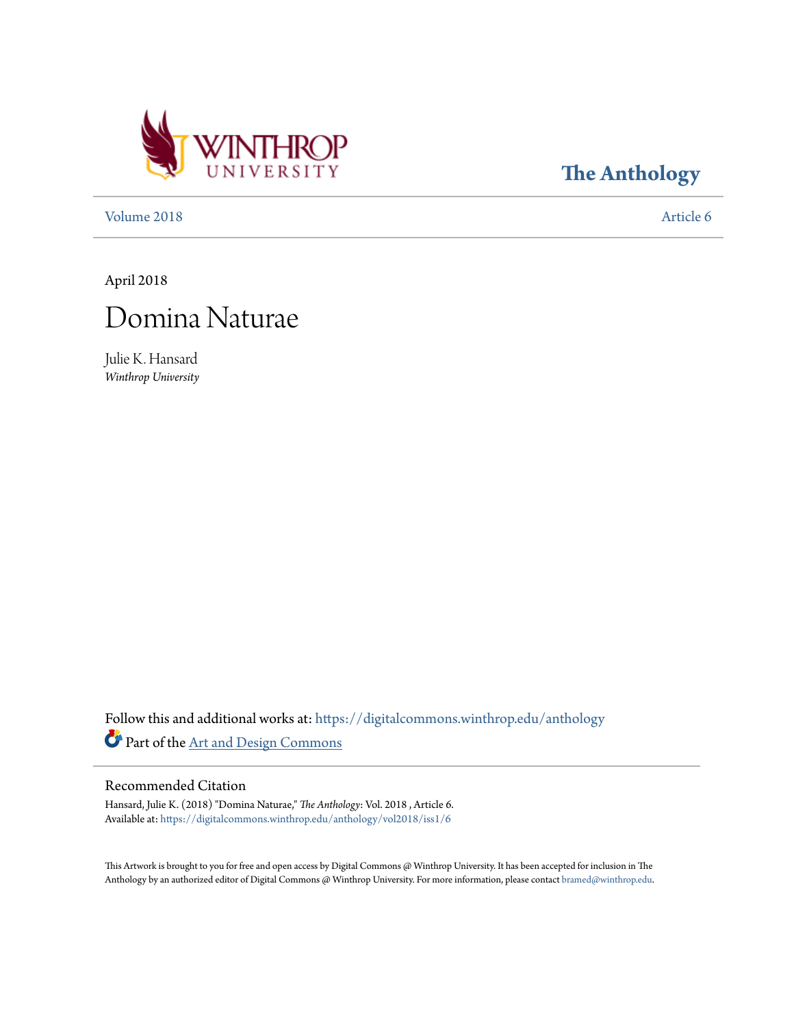WINTHROP UNIVERSITY

**The Anthology**

Volume 2018 | Article 6

April 2018

# Domina Naturae

Julie K. Hansard
*Winthrop University*

Follow this and additional works at: https://digitalcommons.winthrop.edu/anthology

Part of the Art and Design Commons

## Recommended Citation

Hansard, Julie K. (2018) "Domina Naturae," *The Anthology*: Vol. 2018 , Article 6.
Available at: https://digitalcommons.winthrop.edu/anthology/vol2018/iss1/6

This Artwork is brought to you for free and open access by Digital Commons @ Winthrop University. It has been accepted for inclusion in The Anthology by an authorized editor of Digital Commons @ Winthrop University. For more information, please contact bramed@winthrop.edu.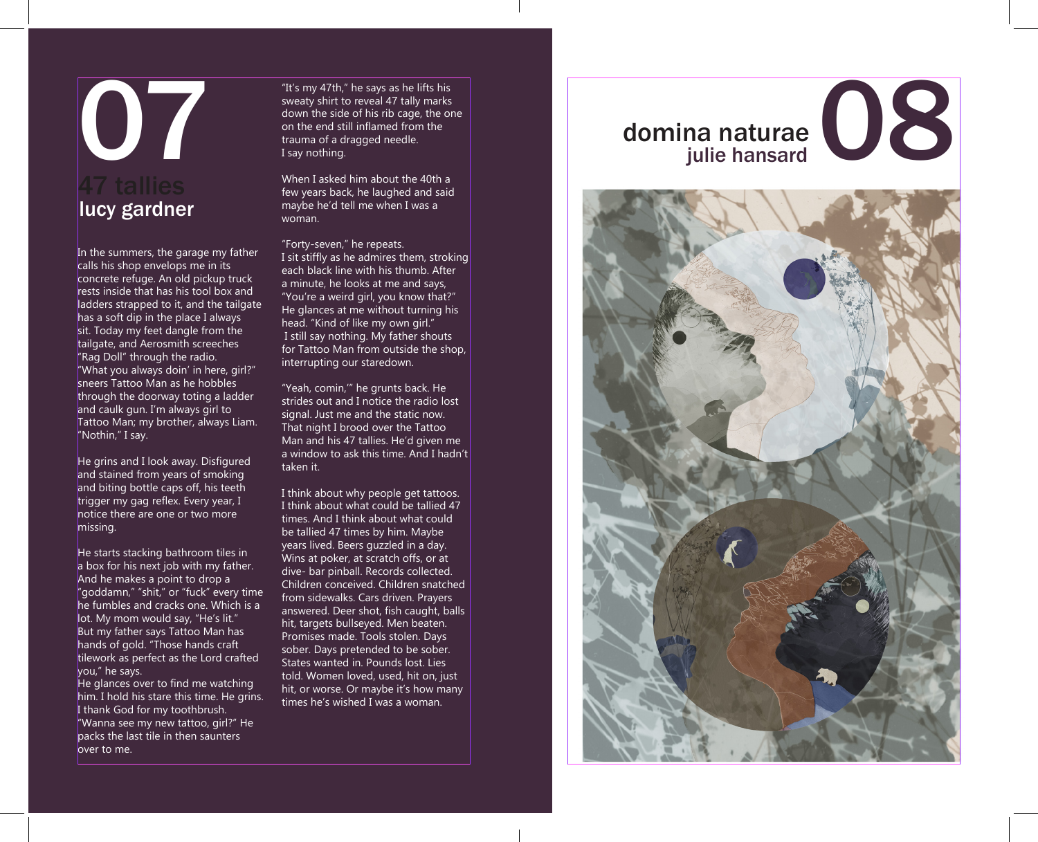# 07

## 47 tallies

### lucy gardner

In the summers, the garage my father calls his shop envelops me in its concrete refuge. An old pickup truck rests inside that has his tool box and ladders strapped to it, and the tailgate has a soft dip in the place I always sit. Today my feet dangle from the tailgate, and Aerosmith screeches "Rag Doll" through the radio.
"What you always doin' in here, girl?" sneers Tattoo Man as he hobbles through the doorway toting a ladder and caulk gun. I'm always girl to Tattoo Man; my brother, always Liam.
"Nothin," I say.

He grins and I look away. Disfigured and stained from years of smoking and biting bottle caps off, his teeth trigger my gag reflex. Every year, I notice there are one or two more missing.

He starts stacking bathroom tiles in a box for his next job with my father. And he makes a point to drop a "goddamn," "shit," or "fuck" every time he fumbles and cracks one. Which is a lot. My mom would say, "He's lit." But my father says Tattoo Man has hands of gold. "Those hands craft tilework as perfect as the Lord crafted you," he says.
He glances over to find me watching him. I hold his stare this time. He grins. I thank God for my toothbrush.
"Wanna see my new tattoo, girl?" He packs the last tile in then saunters over to me.

"It's my 47th," he says as he lifts his sweaty shirt to reveal 47 tally marks down the side of his rib cage, the one on the end still inflamed from the trauma of a dragged needle.
I say nothing.

When I asked him about the 40th a few years back, he laughed and said maybe he'd tell me when I was a woman.

"Forty-seven," he repeats.
I sit stiffly as he admires them, stroking each black line with his thumb. After a minute, he looks at me and says, "You're a weird girl, you know that?" He glances at me without turning his head. "Kind of like my own girl."
I still say nothing. My father shouts for Tattoo Man from outside the shop, interrupting our staredown.

"Yeah, comin,'" he grunts back. He strides out and I notice the radio lost signal. Just me and the static now. That night I brood over the Tattoo Man and his 47 tallies. He'd given me a window to ask this time. And I hadn't taken it.

I think about why people get tattoos. I think about what could be tallied 47 times. And I think about what could be tallied 47 times by him. Maybe years lived. Beers guzzled in a day. Wins at poker, at scratch offs, or at dive- bar pinball. Records collected. Children conceived. Children snatched from sidewalks. Cars driven. Prayers answered. Deer shot, fish caught, balls hit, targets bullseyed. Men beaten. Promises made. Tools stolen. Days sober. Days pretended to be sober. States wanted in. Pounds lost. Lies told. Women loved, used, hit on, just hit, or worse. Or maybe it's how many times he's wished I was a woman.

# 08

## domina naturae

### julie hansard